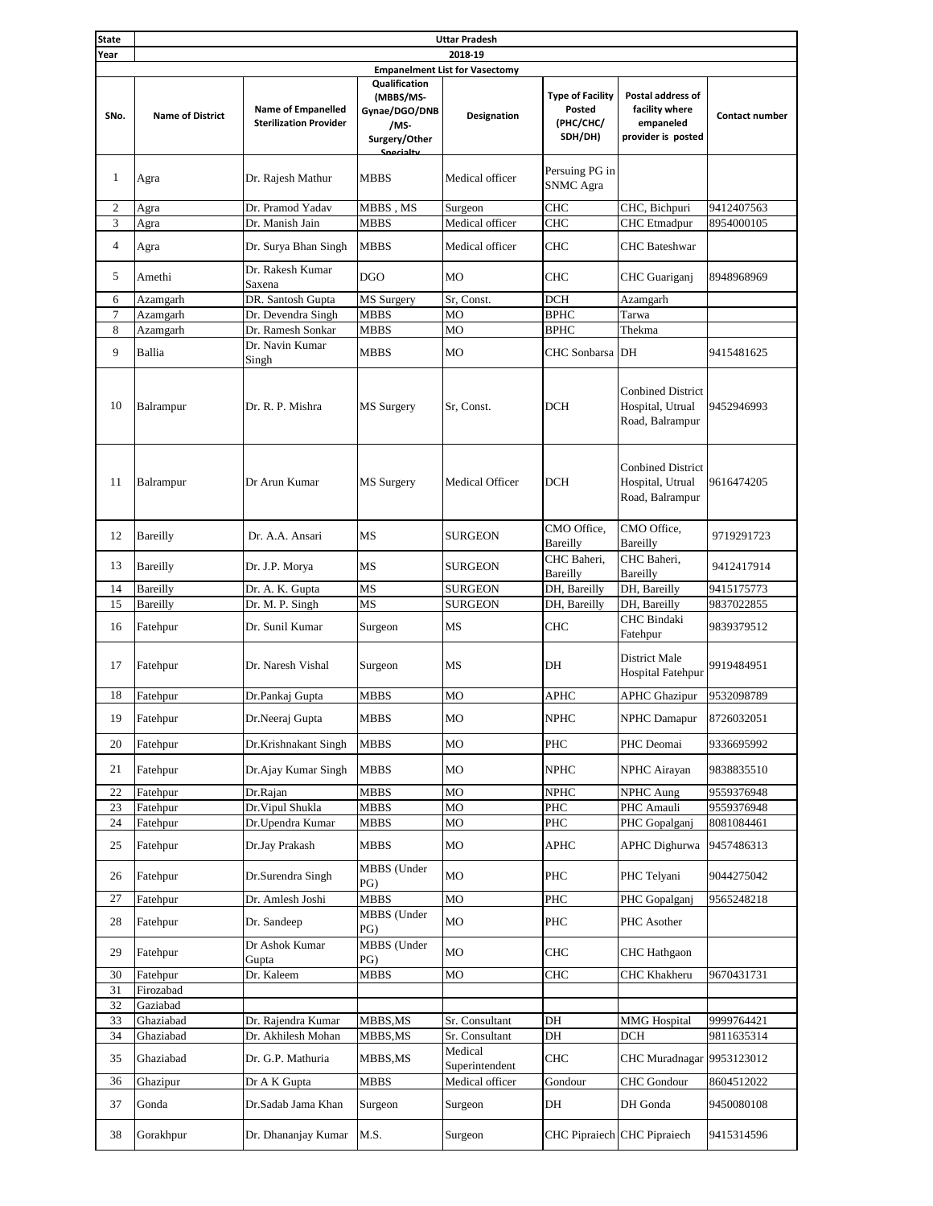| State | Uttar Pradesh | | | | | | |
|---|---|---|---|---|---|---|---|
| Year | 2018-19 | | | | | | |
| Empanelment List for Vasectomy | | | | | | | |
| SNo. | Name of District | Name of Empanelled Sterilization Provider | Qualification (MBBS/MS-Gynae/DGO/DNB /MS-Surgery/Other Specialty | Designation | Type of Facility Posted (PHC/CHC/ SDH/DH) | Postal address of facility where empaneled provider is posted | Contact number |
| 1 | Agra | Dr. Rajesh Mathur | MBBS | Medical officer | Persuing PG in SNMC Agra | | |
| 2 | Agra | Dr. Pramod Yadav | MBBS , MS | Surgeon | CHC | CHC, Bichpuri | 9412407563 |
| 3 | Agra | Dr. Manish Jain | MBBS | Medical officer | CHC | CHC Etmadpur | 8954000105 |
| 4 | Agra | Dr. Surya Bhan Singh | MBBS | Medical officer | CHC | CHC Bateshwar | |
| 5 | Amethi | Dr. Rakesh Kumar Saxena | DGO | MO | CHC | CHC Guariganj | 8948968969 |
| 6 | Azamgarh | DR. Santosh Gupta | MS Surgery | Sr, Const. | DCH | Azamgarh | |
| 7 | Azamgarh | Dr. Devendra Singh | MBBS | MO | BPHC | Tarwa | |
| 8 | Azamgarh | Dr. Ramesh Sonkar | MBBS | MO | BPHC | Thekma | |
| 9 | Ballia | Dr. Navin Kumar Singh | MBBS | MO | CHC Sonbarsa | DH | 9415481625 |
| 10 | Balrampur | Dr. R. P. Mishra | MS Surgery | Sr, Const. | DCH | Conbined District Hospital, Utrual Road, Balrampur | 9452946993 |
| 11 | Balrampur | Dr Arun Kumar | MS Surgery | Medical Officer | DCH | Conbined District Hospital, Utrual Road, Balrampur | 9616474205 |
| 12 | Bareilly | Dr. A.A. Ansari | MS | SURGEON | CMO Office, Bareilly | CMO Office, Bareilly | 9719291723 |
| 13 | Bareilly | Dr. J.P. Morya | MS | SURGEON | CHC Baheri, Bareilly | CHC Baheri, Bareilly | 9412417914 |
| 14 | Bareilly | Dr. A. K. Gupta | MS | SURGEON | DH, Bareilly | DH, Bareilly | 9415175773 |
| 15 | Bareilly | Dr. M. P. Singh | MS | SURGEON | DH, Bareilly | DH, Bareilly | 9837022855 |
| 16 | Fatehpur | Dr. Sunil Kumar | Surgeon | MS | CHC | CHC Bindaki Fatehpur | 9839379512 |
| 17 | Fatehpur | Dr. Naresh Vishal | Surgeon | MS | DH | District Male Hospital Fatehpur | 9919484951 |
| 18 | Fatehpur | Dr.Pankaj Gupta | MBBS | MO | APHC | APHC Ghazipur | 9532098789 |
| 19 | Fatehpur | Dr.Neeraj Gupta | MBBS | MO | NPHC | NPHC Damapur | 8726032051 |
| 20 | Fatehpur | Dr.Krishnakant Singh | MBBS | MO | PHC | PHC Deomai | 9336695992 |
| 21 | Fatehpur | Dr.Ajay Kumar Singh | MBBS | MO | NPHC | NPHC Airayan | 9838835510 |
| 22 | Fatehpur | Dr.Rajan | MBBS | MO | NPHC | NPHC Aung | 9559376948 |
| 23 | Fatehpur | Dr.Vipul Shukla | MBBS | MO | PHC | PHC Amauli | 9559376948 |
| 24 | Fatehpur | Dr.Upendra Kumar | MBBS | MO | PHC | PHC Gopalganj | 8081084461 |
| 25 | Fatehpur | Dr.Jay Prakash | MBBS | MO | APHC | APHC Dighurwa | 9457486313 |
| 26 | Fatehpur | Dr.Surendra Singh | MBBS (Under PG) | MO | PHC | PHC Telyani | 9044275042 |
| 27 | Fatehpur | Dr. Amlesh Joshi | MBBS | MO | PHC | PHC Gopalganj | 9565248218 |
| 28 | Fatehpur | Dr. Sandeep | MBBS (Under PG) | MO | PHC | PHC Asother | |
| 29 | Fatehpur | Dr Ashok Kumar Gupta | MBBS (Under PG) | MO | CHC | CHC Hathgaon | |
| 30 | Fatehpur | Dr. Kaleem | MBBS | MO | CHC | CHC Khakheru | 9670431731 |
| 31 | Firozabad | | | | | | |
| 32 | Gaziabad | | | | | | |
| 33 | Ghaziabad | Dr. Rajendra Kumar | MBBS,MS | Sr. Consultant | DH | MMG Hospital | 9999764421 |
| 34 | Ghaziabad | Dr. Akhilesh Mohan | MBBS,MS | Sr. Consultant | DH | DCH | 9811635314 |
| 35 | Ghaziabad | Dr. G.P. Mathuria | MBBS,MS | Medical Superintendent | CHC | CHC Muradnagar | 9953123012 |
| 36 | Ghazipur | Dr A K Gupta | MBBS | Medical officer | Gondour | CHC Gondour | 8604512022 |
| 37 | Gonda | Dr.Sadab Jama Khan | Surgeon | Surgeon | DH | DH Gonda | 9450080108 |
| 38 | Gorakhpur | Dr. Dhananjay Kumar | M.S. | Surgeon | CHC Pipraiech | CHC Pipraiech | 9415314596 |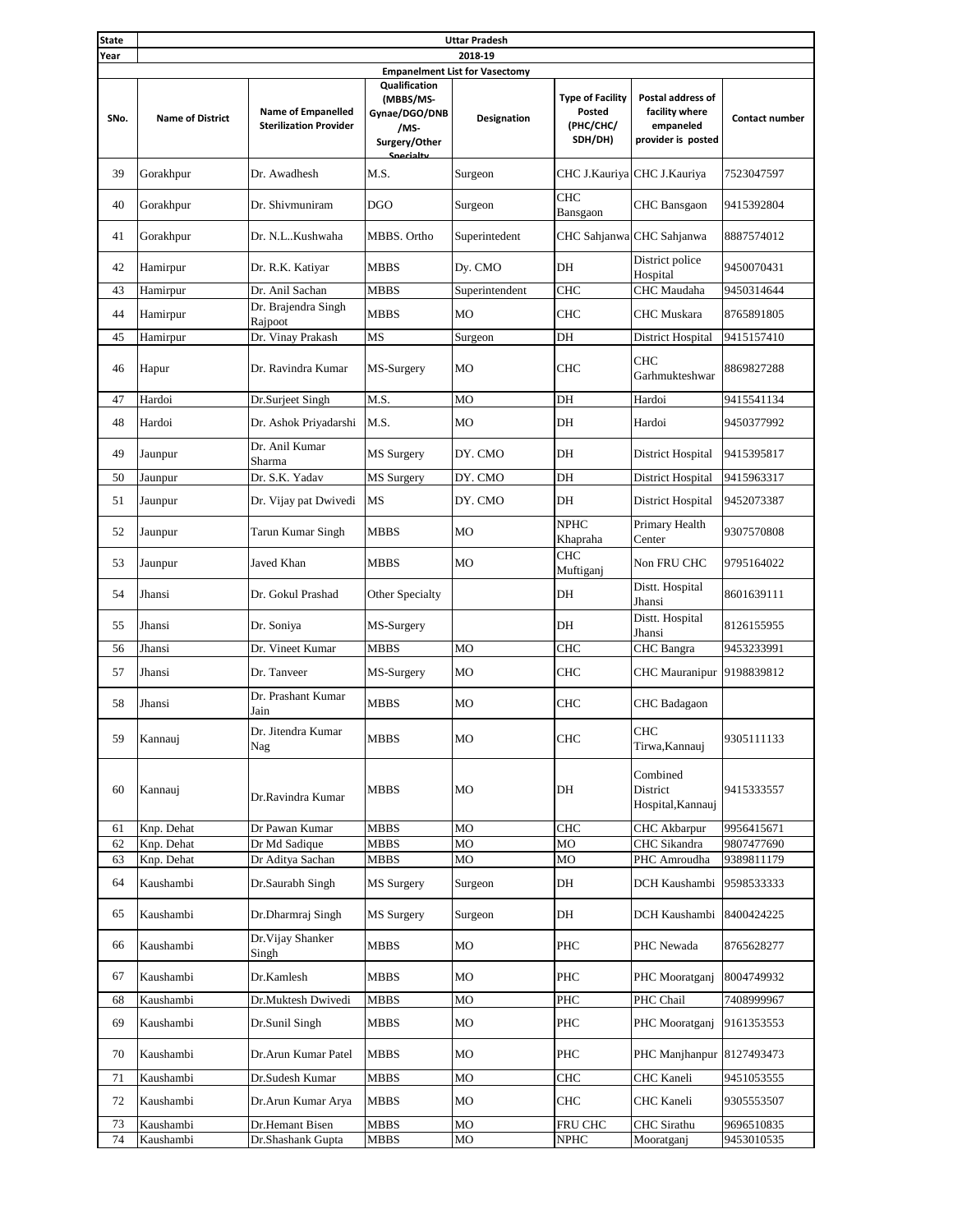| State | Uttar Pradesh | | | | | | |
|---|---|---|---|---|---|---|---|
| Year | 2018-19 | | | | | | |
| | Empanelment List for Vasectomy | | | | | | |
| SNo. | Name of District | Name of Empanelled Sterilization Provider | Qualification (MBBS/MS-Gynae/DGO/DNB /MS-Surgery/Other Specialty | Designation | Type of Facility Posted (PHC/CHC/ SDH/DH) | Postal address of facility where empaneled provider is posted | Contact number |
| 39 | Gorakhpur | Dr. Awadhesh | M.S. | Surgeon | CHC J.Kauriya | CHC J.Kauriya | 7523047597 |
| 40 | Gorakhpur | Dr. Shivmuniram | DGO | Surgeon | CHC Bansgaon | CHC Bansgaon | 9415392804 |
| 41 | Gorakhpur | Dr. N.L..Kushwaha | MBBS. Ortho | Superintedent | CHC Sahjanwa | CHC Sahjanwa | 8887574012 |
| 42 | Hamirpur | Dr. R.K. Katiyar | MBBS | Dy. CMO | DH | District police Hospital | 9450070431 |
| 43 | Hamirpur | Dr. Anil Sachan | MBBS | Superintendent | CHC | CHC Maudaha | 9450314644 |
| 44 | Hamirpur | Dr. Brajendra Singh Rajpoot | MBBS | MO | CHC | CHC Muskara | 8765891805 |
| 45 | Hamirpur | Dr. Vinay Prakash | MS | Surgeon | DH | District Hospital | 9415157410 |
| 46 | Hapur | Dr. Ravindra Kumar | MS-Surgery | MO | CHC | CHC Garhmukteshwar | 8869827288 |
| 47 | Hardoi | Dr.Surjeet Singh | M.S. | MO | DH | Hardoi | 9415541134 |
| 48 | Hardoi | Dr. Ashok Priyadarshi | M.S. | MO | DH | Hardoi | 9450377992 |
| 49 | Jaunpur | Dr. Anil Kumar Sharma | MS Surgery | DY. CMO | DH | District Hospital | 9415395817 |
| 50 | Jaunpur | Dr. S.K. Yadav | MS Surgery | DY. CMO | DH | District Hospital | 9415963317 |
| 51 | Jaunpur | Dr. Vijay pat Dwivedi | MS | DY. CMO | DH | District Hospital | 9452073387 |
| 52 | Jaunpur | Tarun Kumar Singh | MBBS | MO | NPHC Khapraha | Primary Health Center | 9307570808 |
| 53 | Jaunpur | Javed Khan | MBBS | MO | CHC Muftiganj | Non FRU CHC | 9795164022 |
| 54 | Jhansi | Dr. Gokul Prashad | Other Specialty | | DH | Distt. Hospital Jhansi | 8601639111 |
| 55 | Jhansi | Dr. Soniya | MS-Surgery | | DH | Distt. Hospital Jhansi | 8126155955 |
| 56 | Jhansi | Dr. Vineet Kumar | MBBS | MO | CHC | CHC Bangra | 9453233991 |
| 57 | Jhansi | Dr. Tanveer | MS-Surgery | MO | CHC | CHC Mauranipur | 9198839812 |
| 58 | Jhansi | Dr. Prashant Kumar Jain | MBBS | MO | CHC | CHC Badagaon | |
| 59 | Kannauj | Dr. Jitendra Kumar Nag | MBBS | MO | CHC | CHC Tirwa,Kannauj | 9305111133 |
| 60 | Kannauj | Dr.Ravindra Kumar | MBBS | MO | DH | Combined District Hospital,Kannauj | 9415333557 |
| 61 | Knp. Dehat | Dr Pawan Kumar | MBBS | MO | CHC | CHC Akbarpur | 9956415671 |
| 62 | Knp. Dehat | Dr Md Sadique | MBBS | MO | MO | CHC Sikandra | 9807477690 |
| 63 | Knp. Dehat | Dr Aditya Sachan | MBBS | MO | MO | PHC Amroudha | 9389811179 |
| 64 | Kaushambi | Dr.Saurabh Singh | MS Surgery | Surgeon | DH | DCH Kaushambi | 9598533333 |
| 65 | Kaushambi | Dr.Dharmraj Singh | MS Surgery | Surgeon | DH | DCH Kaushambi | 8400424225 |
| 66 | Kaushambi | Dr.Vijay Shanker Singh | MBBS | MO | PHC | PHC Newada | 8765628277 |
| 67 | Kaushambi | Dr.Kamlesh | MBBS | MO | PHC | PHC Mooratganj | 8004749932 |
| 68 | Kaushambi | Dr.Muktesh Dwivedi | MBBS | MO | PHC | PHC Chail | 7408999967 |
| 69 | Kaushambi | Dr.Sunil Singh | MBBS | MO | PHC | PHC Mooratganj | 9161353553 |
| 70 | Kaushambi | Dr.Arun Kumar Patel | MBBS | MO | PHC | PHC Manjhanpur | 8127493473 |
| 71 | Kaushambi | Dr.Sudesh Kumar | MBBS | MO | CHC | CHC Kaneli | 9451053555 |
| 72 | Kaushambi | Dr.Arun Kumar Arya | MBBS | MO | CHC | CHC Kaneli | 9305553507 |
| 73 | Kaushambi | Dr.Hemant Bisen | MBBS | MO | FRU CHC | CHC Sirathu | 9696510835 |
| 74 | Kaushambi | Dr.Shashank Gupta | MBBS | MO | NPHC | Mooratganj | 9453010535 |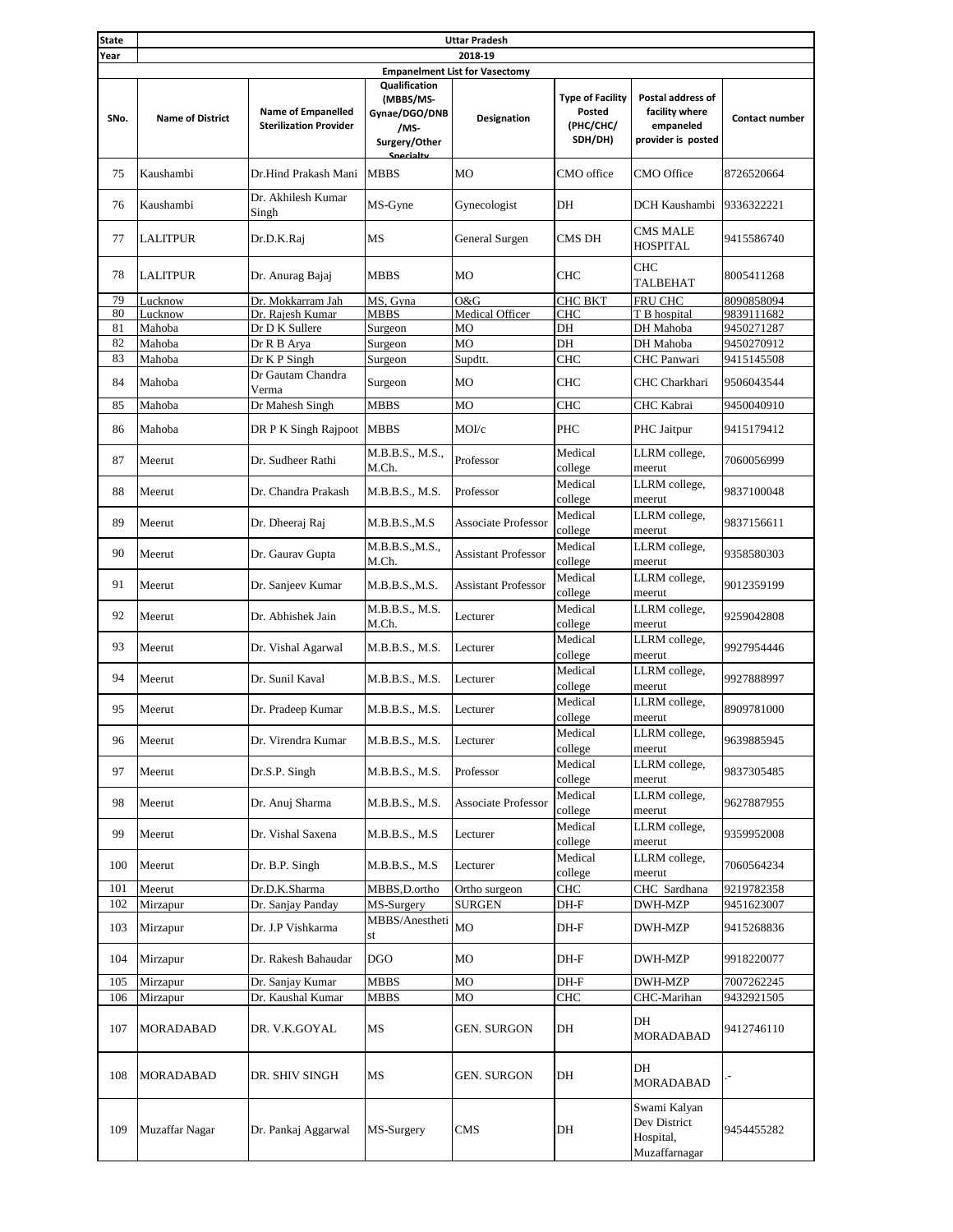| State | Uttar Pradesh | | | | | | |
|---|---|---|---|---|---|---|---|
| Year | 2018-19 | | | | | | |
| | Empanelment List for Vasectomy | | | | | | |
| SNo. | Name of District | Name of Empanelled Sterilization Provider | Qualification (MBBS/MS-Gynae/DGO/DNB /MS-Surgery/Other Specialty | Designation | Type of Facility Posted (PHC/CHC/ SDH/DH) | Postal address of facility where empaneled provider is posted | Contact number |
| 75 | Kaushambi | Dr.Hind Prakash Mani | MBBS | MO | CMO office | CMO Office | 8726520664 |
| 76 | Kaushambi | Dr. Akhilesh Kumar Singh | MS-Gyne | Gynecologist | DH | DCH Kaushambi | 9336322221 |
| 77 | LALITPUR | Dr.D.K.Raj | MS | General Surgen | CMS DH | CMS MALE HOSPITAL | 9415586740 |
| 78 | LALITPUR | Dr. Anurag Bajaj | MBBS | MO | CHC | CHC TALBEHAT | 8005411268 |
| 79 | Lucknow | Dr. Mokkarram Jah | MS, Gyna | O&G | CHC BKT | FRU CHC | 8090858094 |
| 80 | Lucknow | Dr. Rajesh Kumar | MBBS | Medical Officer | CHC | T B hospital | 9839111682 |
| 81 | Mahoba | Dr D K Sullere | Surgeon | MO | DH | DH Mahoba | 9450271287 |
| 82 | Mahoba | Dr R B Arya | Surgeon | MO | DH | DH Mahoba | 9450270912 |
| 83 | Mahoba | Dr K P Singh | Surgeon | Supdtt. | CHC | CHC Panwari | 9415145508 |
| 84 | Mahoba | Dr Gautam Chandra Verma | Surgeon | MO | CHC | CHC Charkhari | 9506043544 |
| 85 | Mahoba | Dr Mahesh Singh | MBBS | MO | CHC | CHC Kabrai | 9450040910 |
| 86 | Mahoba | DR P K Singh Rajpoot | MBBS | MOI/c | PHC | PHC Jaitpur | 9415179412 |
| 87 | Meerut | Dr. Sudheer Rathi | M.B.B.S., M.S., M.Ch. | Professor | Medical college | LLRM college, meerut | 7060056999 |
| 88 | Meerut | Dr. Chandra Prakash | M.B.B.S., M.S. | Professor | Medical college | LLRM college, meerut | 9837100048 |
| 89 | Meerut | Dr. Dheeraj Raj | M.B.B.S.,M.S | Associate Professor | Medical college | LLRM college, meerut | 9837156611 |
| 90 | Meerut | Dr. Gaurav Gupta | M.B.B.S.,M.S., M.Ch. | Assistant Professor | Medical college | LLRM college, meerut | 9358580303 |
| 91 | Meerut | Dr. Sanjeev Kumar | M.B.B.S.,M.S. | Assistant Professor | Medical college | LLRM college, meerut | 9012359199 |
| 92 | Meerut | Dr. Abhishek Jain | M.B.B.S., M.S. M.Ch. | Lecturer | Medical college | LLRM college, meerut | 9259042808 |
| 93 | Meerut | Dr. Vishal Agarwal | M.B.B.S., M.S. | Lecturer | Medical college | LLRM college, meerut | 9927954446 |
| 94 | Meerut | Dr. Sunil Kaval | M.B.B.S., M.S. | Lecturer | Medical college | LLRM college, meerut | 9927888997 |
| 95 | Meerut | Dr. Pradeep Kumar | M.B.B.S., M.S. | Lecturer | Medical college | LLRM college, meerut | 8909781000 |
| 96 | Meerut | Dr. Virendra Kumar | M.B.B.S., M.S. | Lecturer | Medical college | LLRM college, meerut | 9639885945 |
| 97 | Meerut | Dr.S.P. Singh | M.B.B.S., M.S. | Professor | Medical college | LLRM college, meerut | 9837305485 |
| 98 | Meerut | Dr. Anuj Sharma | M.B.B.S., M.S. | Associate Professor | Medical college | LLRM college, meerut | 9627887955 |
| 99 | Meerut | Dr. Vishal Saxena | M.B.B.S., M.S | Lecturer | Medical college | LLRM college, meerut | 9359952008 |
| 100 | Meerut | Dr. B.P. Singh | M.B.B.S., M.S | Lecturer | Medical college | LLRM college, meerut | 7060564234 |
| 101 | Meerut | Dr.D.K.Sharma | MBBS,D.ortho | Ortho surgeon | CHC | CHC Sardhana | 9219782358 |
| 102 | Mirzapur | Dr. Sanjay Panday | MS-Surgery | SURGEN | DH-F | DWH-MZP | 9451623007 |
| 103 | Mirzapur | Dr. J.P Vishkarma | MBBS/Anesthetist | MO | DH-F | DWH-MZP | 9415268836 |
| 104 | Mirzapur | Dr. Rakesh Bahaudar | DGO | MO | DH-F | DWH-MZP | 9918220077 |
| 105 | Mirzapur | Dr. Sanjay Kumar | MBBS | MO | DH-F | DWH-MZP | 7007262245 |
| 106 | Mirzapur | Dr. Kaushal Kumar | MBBS | MO | CHC | CHC-Marihan | 9432921505 |
| 107 | MORADABAD | DR. V.K.GOYAL | MS | GEN. SURGON | DH | DH MORADABAD | 9412746110 |
| 108 | MORADABAD | DR. SHIV SINGH | MS | GEN. SURGON | DH | DH MORADABAD | .- |
| 109 | Muzaffar Nagar | Dr. Pankaj Aggarwal | MS-Surgery | CMS | DH | Swami Kalyan Dev District Hospital, Muzaffarnagar | 9454455282 |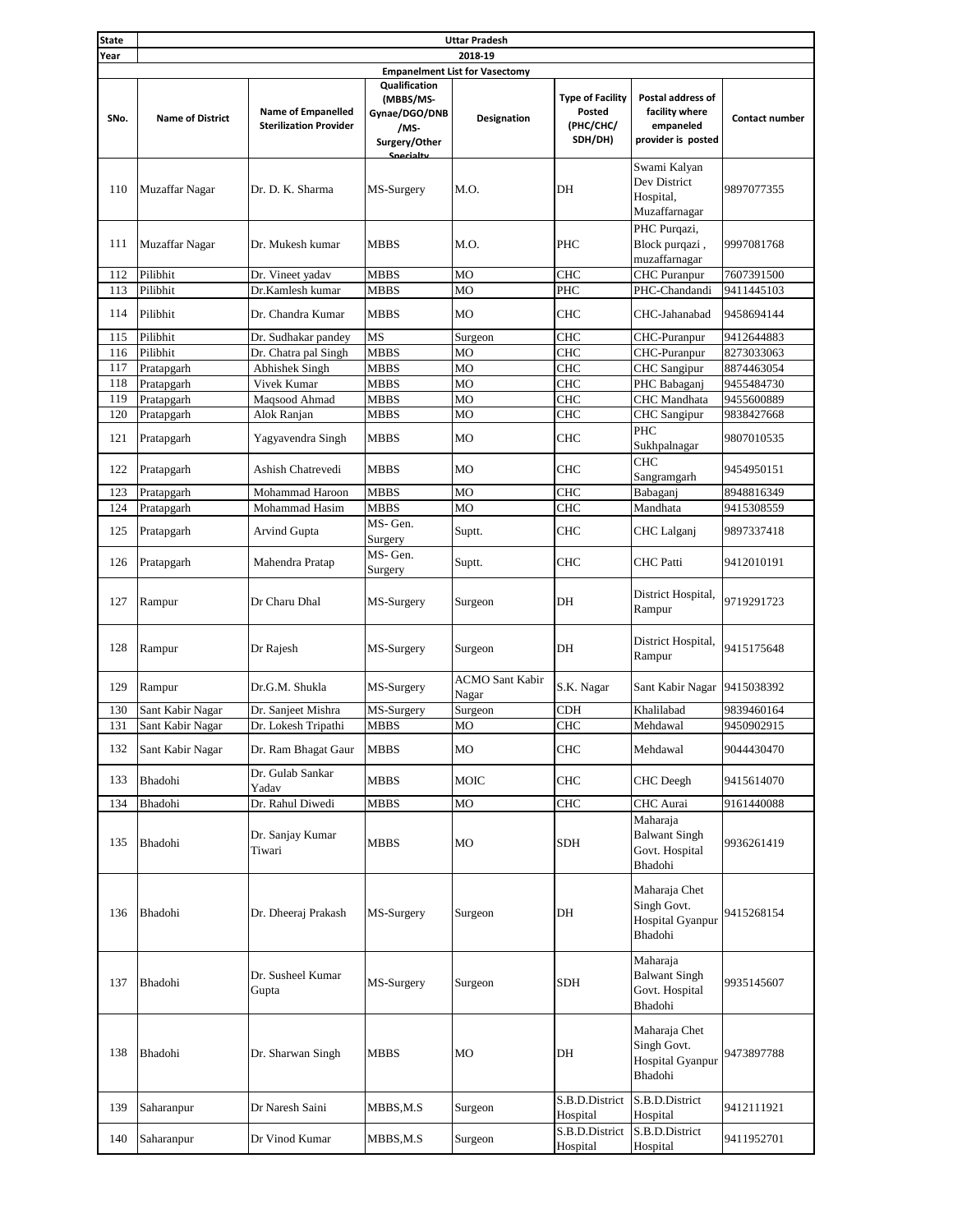| State | Uttar Pradesh | | | | | | |
|---|---|---|---|---|---|---|---|
| Year | 2018-19 | | | | | | |
| | Empanelment List for Vasectomy | | | | | | |
| SNo. | Name of District | Name of Empanelled Sterilization Provider | Qualification (MBBS/MS-Gynae/DGO/DNB /MS-Surgery/Other Specialty | Designation | Type of Facility Posted (PHC/CHC/ SDH/DH) | Postal address of facility where empaneled provider is posted | Contact number |
| 110 | Muzaffar Nagar | Dr. D. K. Sharma | MS-Surgery | M.O. | DH | Swami Kalyan Dev District Hospital, Muzaffarnagar | 9897077355 |
| 111 | Muzaffar Nagar | Dr. Mukesh kumar | MBBS | M.O. | PHC | PHC Purqazi, Block purqazi , muzaffarnagar | 9997081768 |
| 112 | Pilibhit | Dr. Vineet yadav | MBBS | MO | CHC | CHC Puranpur | 7607391500 |
| 113 | Pilibhit | Dr.Kamlesh kumar | MBBS | MO | PHC | PHC-Chandandi | 9411445103 |
| 114 | Pilibhit | Dr. Chandra Kumar | MBBS | MO | CHC | CHC-Jahanabad | 9458694144 |
| 115 | Pilibhit | Dr. Sudhakar pandey | MS | Surgeon | CHC | CHC-Puranpur | 9412644883 |
| 116 | Pilibhit | Dr. Chatra pal Singh | MBBS | MO | CHC | CHC-Puranpur | 8273033063 |
| 117 | Pratapgarh | Abhishek Singh | MBBS | MO | CHC | CHC Sangipur | 8874463054 |
| 118 | Pratapgarh | Vivek Kumar | MBBS | MO | CHC | PHC Babaganj | 9455484730 |
| 119 | Pratapgarh | Maqsood Ahmad | MBBS | MO | CHC | CHC Mandhata | 9455600889 |
| 120 | Pratapgarh | Alok Ranjan | MBBS | MO | CHC | CHC Sangipur | 9838427668 |
| 121 | Pratapgarh | Yagyavendra Singh | MBBS | MO | CHC | PHC Sukhpalnagar | 9807010535 |
| 122 | Pratapgarh | Ashish Chatrevedi | MBBS | MO | CHC | CHC Sangramgarh | 9454950151 |
| 123 | Pratapgarh | Mohammad Haroon | MBBS | MO | CHC | Babaganj | 8948816349 |
| 124 | Pratapgarh | Mohammad Hasim | MBBS | MO | CHC | Mandhata | 9415308559 |
| 125 | Pratapgarh | Arvind Gupta | MS- Gen. Surgery | Suptt. | CHC | CHC Lalganj | 9897337418 |
| 126 | Pratapgarh | Mahendra Pratap | MS- Gen. Surgery | Suptt. | CHC | CHC Patti | 9412010191 |
| 127 | Rampur | Dr Charu Dhal | MS-Surgery | Surgeon | DH | District Hospital, Rampur | 9719291723 |
| 128 | Rampur | Dr Rajesh | MS-Surgery | Surgeon | DH | District Hospital, Rampur | 9415175648 |
| 129 | Rampur | Dr.G.M. Shukla | MS-Surgery | ACMO Sant Kabir Nagar | S.K. Nagar | Sant Kabir Nagar | 9415038392 |
| 130 | Sant Kabir Nagar | Dr. Sanjeet Mishra | MS-Surgery | Surgeon | CDH | Khalilabad | 9839460164 |
| 131 | Sant Kabir Nagar | Dr. Lokesh Tripathi | MBBS | MO | CHC | Mehdawal | 9450902915 |
| 132 | Sant Kabir Nagar | Dr. Ram Bhagat Gaur | MBBS | MO | CHC | Mehdawal | 9044430470 |
| 133 | Bhadohi | Dr. Gulab Sankar Yadav | MBBS | MOIC | CHC | CHC Deegh | 9415614070 |
| 134 | Bhadohi | Dr. Rahul Diwedi | MBBS | MO | CHC | CHC Aurai | 9161440088 |
| 135 | Bhadohi | Dr. Sanjay Kumar Tiwari | MBBS | MO | SDH | Maharaja Balwant Singh Govt. Hospital Bhadohi | 9936261419 |
| 136 | Bhadohi | Dr. Dheeraj Prakash | MS-Surgery | Surgeon | DH | Maharaja Chet Singh Govt. Hospital Gyanpur Bhadohi | 9415268154 |
| 137 | Bhadohi | Dr. Susheel Kumar Gupta | MS-Surgery | Surgeon | SDH | Maharaja Balwant Singh Govt. Hospital Bhadohi | 9935145607 |
| 138 | Bhadohi | Dr. Sharwan Singh | MBBS | MO | DH | Maharaja Chet Singh Govt. Hospital Gyanpur Bhadohi | 9473897788 |
| 139 | Saharanpur | Dr Naresh Saini | MBBS,M.S | Surgeon | S.B.D.District Hospital | S.B.D.District Hospital | 9412111921 |
| 140 | Saharanpur | Dr Vinod Kumar | MBBS,M.S | Surgeon | S.B.D.District Hospital | S.B.D.District Hospital | 9411952701 |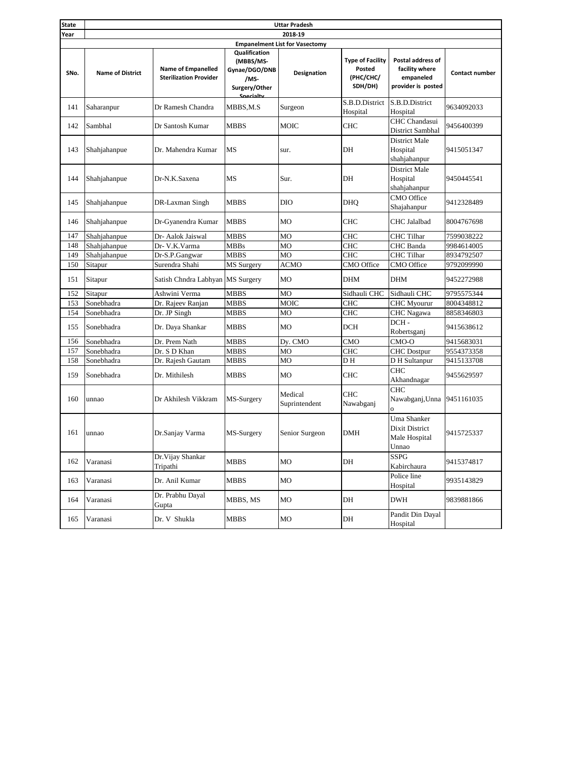| State | Uttar Pradesh | | | | | | |
|---|---|---|---|---|---|---|---|
| Year | 2018-19 | | | | | | |
| Empanelment List for Vasectomy | | | | | | | |
| SNo. | Name of District | Name of Empanelled Sterilization Provider | Qualification (MBBS/MS-Gynae/DGO/DNB /MS-Surgery/Other Specialty | Designation | Type of Facility Posted (PHC/CHC/ SDH/DH) | Postal address of facility where empaneled provider is posted | Contact number |
| 141 | Saharanpur | Dr Ramesh Chandra | MBBS,M.S | Surgeon | S.B.D.District Hospital | S.B.D.District Hospital | 9634092033 |
| 142 | Sambhal | Dr Santosh Kumar | MBBS | MOIC | CHC | CHC Chandasui District Sambhal | 9456400399 |
| 143 | Shahjahanpue | Dr. Mahendra Kumar | MS | sur. | DH | District Male Hospital shahjahanpur | 9415051347 |
| 144 | Shahjahanpue | Dr-N.K.Saxena | MS | Sur. | DH | District Male Hospital shahjahanpur | 9450445541 |
| 145 | Shahjahanpue | DR-Laxman Singh | MBBS | DIO | DHQ | CMO Office Shajahanpur | 9412328489 |
| 146 | Shahjahanpue | Dr-Gyanendra Kumar | MBBS | MO | CHC | CHC Jalalbad | 8004767698 |
| 147 | Shahjahanpue | Dr- Aalok Jaiswal | MBBS | MO | CHC | CHC Tilhar | 7599038222 |
| 148 | Shahjahanpue | Dr- V.K.Varma | MBBs | MO | CHC | CHC Banda | 9984614005 |
| 149 | Shahjahanpue | Dr-S.P.Gangwar | MBBS | MO | CHC | CHC Tilhar | 8934792507 |
| 150 | Sitapur | Surendra Shahi | MS Surgery | ACMO | CMO Office | CMO Office | 9792099990 |
| 151 | Sitapur | Satish Chndra Labhyan | MS Surgery | MO | DHM | DHM | 9452272988 |
| 152 | Sitapur | Ashwini Verma | MBBS | MO | Sidhauli CHC | Sidhauli CHC | 9795575344 |
| 153 | Sonebhadra | Dr. Rajeev Ranjan | MBBS | MOIC | CHC | CHC Myourur | 8004348812 |
| 154 | Sonebhadra | Dr. JP Singh | MBBS | MO | CHC | CHC Nagawa | 8858346803 |
| 155 | Sonebhadra | Dr. Daya Shankar | MBBS | MO | DCH | DCH - Robertsganj | 9415638612 |
| 156 | Sonebhadra | Dr. Prem Nath | MBBS | Dy. CMO | CMO | CMO-O | 9415683031 |
| 157 | Sonebhadra | Dr. S D Khan | MBBS | MO | CHC | CHC Dostpur | 9554373358 |
| 158 | Sonebhadra | Dr. Rajesh Gautam | MBBS | MO | D H | D H Sultanpur | 9415133708 |
| 159 | Sonebhadra | Dr. Mithilesh | MBBS | MO | CHC | CHC Akhandnagar | 9455629597 |
| 160 | unnao | Dr Akhilesh Vikkram | MS-Surgery | Medical Suprintendent | CHC Nawabganj | CHC Nawabganj,Unnao | 9451161035 |
| 161 | unnao | Dr.Sanjay Varma | MS-Surgery | Senior Surgeon | DMH | Uma Shanker Dixit District Male Hospital Unnao | 9415725337 |
| 162 | Varanasi | Dr.Vijay Shankar Tripathi | MBBS | MO | DH | SSPG Kabirchaura | 9415374817 |
| 163 | Varanasi | Dr. Anil Kumar | MBBS | MO | | Police line Hospital | 9935143829 |
| 164 | Varanasi | Dr. Prabhu Dayal Gupta | MBBS, MS | MO | DH | DWH | 9839881866 |
| 165 | Varanasi | Dr. V Shukla | MBBS | MO | DH | Pandit Din Dayal Hospital | |